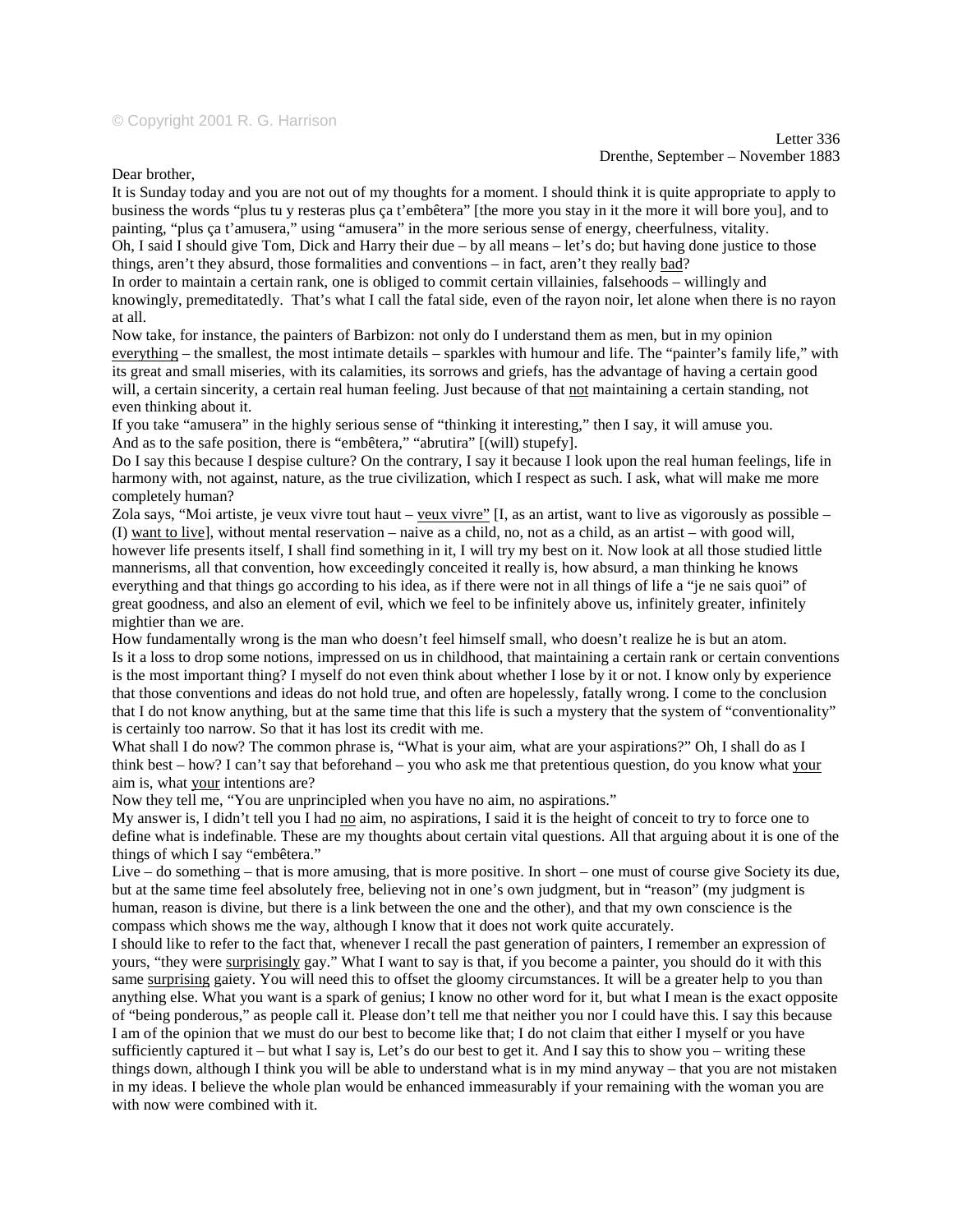© Copyright 2001 R. G. Harrison

Letter 336
Drenthe, September – November 1883

Dear brother,

It is Sunday today and you are not out of my thoughts for a moment. I should think it is quite appropriate to apply to business the words "plus tu y resteras plus ça t'embêtera" [the more you stay in it the more it will bore you], and to painting, "plus ça t'amusera," using "amusera" in the more serious sense of energy, cheerfulness, vitality.

Oh, I said I should give Tom, Dick and Harry their due – by all means – let's do; but having done justice to those things, aren't they absurd, those formalities and conventions – in fact, aren't they really <u>bad</u>?

In order to maintain a certain rank, one is obliged to commit certain villainies, falsehoods – willingly and knowingly, premeditatedly. That's what I call the fatal side, even of the rayon noir, let alone when there is no rayon at all.

Now take, for instance, the painters of Barbizon: not only do I understand them as men, but in my opinion <u>everything</u> – the smallest, the most intimate details – sparkles with humour and life. The "painter's family life," with its great and small miseries, with its calamities, its sorrows and griefs, has the advantage of having a certain good will, a certain sincerity, a certain real human feeling. Just because of that <u>not</u> maintaining a certain standing, not even thinking about it.

If you take "amusera" in the highly serious sense of "thinking it interesting," then I say, it will amuse you.

And as to the safe position, there is "embêtera," "abrutira" [(will) stupefy].

Do I say this because I despise culture? On the contrary, I say it because I look upon the real human feelings, life in harmony with, not against, nature, as the true civilization, which I respect as such. I ask, what will make me more completely human?

Zola says, "Moi artiste, je veux vivre tout haut – <u>veux vivre"</u> [I, as an artist, want to live as vigorously as possible – (I) <u>want to live</u>], without mental reservation – naive as a child, no, not as a child, as an artist – with good will, however life presents itself, I shall find something in it, I will try my best on it. Now look at all those studied little mannerisms, all that convention, how exceedingly conceited it really is, how absurd, a man thinking he knows everything and that things go according to his idea, as if there were not in all things of life a "je ne sais quoi" of great goodness, and also an element of evil, which we feel to be infinitely above us, infinitely greater, infinitely mightier than we are.

How fundamentally wrong is the man who doesn't feel himself small, who doesn't realize he is but an atom.

Is it a loss to drop some notions, impressed on us in childhood, that maintaining a certain rank or certain conventions is the most important thing? I myself do not even think about whether I lose by it or not. I know only by experience that those conventions and ideas do not hold true, and often are hopelessly, fatally wrong. I come to the conclusion that I do not know anything, but at the same time that this life is such a mystery that the system of "conventionality" is certainly too narrow. So that it has lost its credit with me.

What shall I do now? The common phrase is, "What is your aim, what are your aspirations?" Oh, I shall do as I think best – how? I can't say that beforehand – you who ask me that pretentious question, do you know what <u>your</u> aim is, what <u>your</u> intentions are?

Now they tell me, "You are unprincipled when you have no aim, no aspirations."

My answer is, I didn't tell you I had <u>no</u> aim, no aspirations, I said it is the height of conceit to try to force one to define what is indefinable. These are my thoughts about certain vital questions. All that arguing about it is one of the things of which I say "embêtera."

Live – do something – that is more amusing, that is more positive. In short – one must of course give Society its due, but at the same time feel absolutely free, believing not in one's own judgment, but in "reason" (my judgment is human, reason is divine, but there is a link between the one and the other), and that my own conscience is the compass which shows me the way, although I know that it does not work quite accurately.

I should like to refer to the fact that, whenever I recall the past generation of painters, I remember an expression of yours, "they were <u>surprisingly</u> gay." What I want to say is that, if you become a painter, you should do it with this same <u>surprising</u> gaiety. You will need this to offset the gloomy circumstances. It will be a greater help to you than anything else. What you want is a spark of genius; I know no other word for it, but what I mean is the exact opposite of "being ponderous," as people call it. Please don't tell me that neither you nor I could have this. I say this because I am of the opinion that we must do our best to become like that; I do not claim that either I myself or you have sufficiently captured it – but what I say is, Let's do our best to get it. And I say this to show you – writing these things down, although I think you will be able to understand what is in my mind anyway – that you are not mistaken in my ideas. I believe the whole plan would be enhanced immeasurably if your remaining with the woman you are with now were combined with it.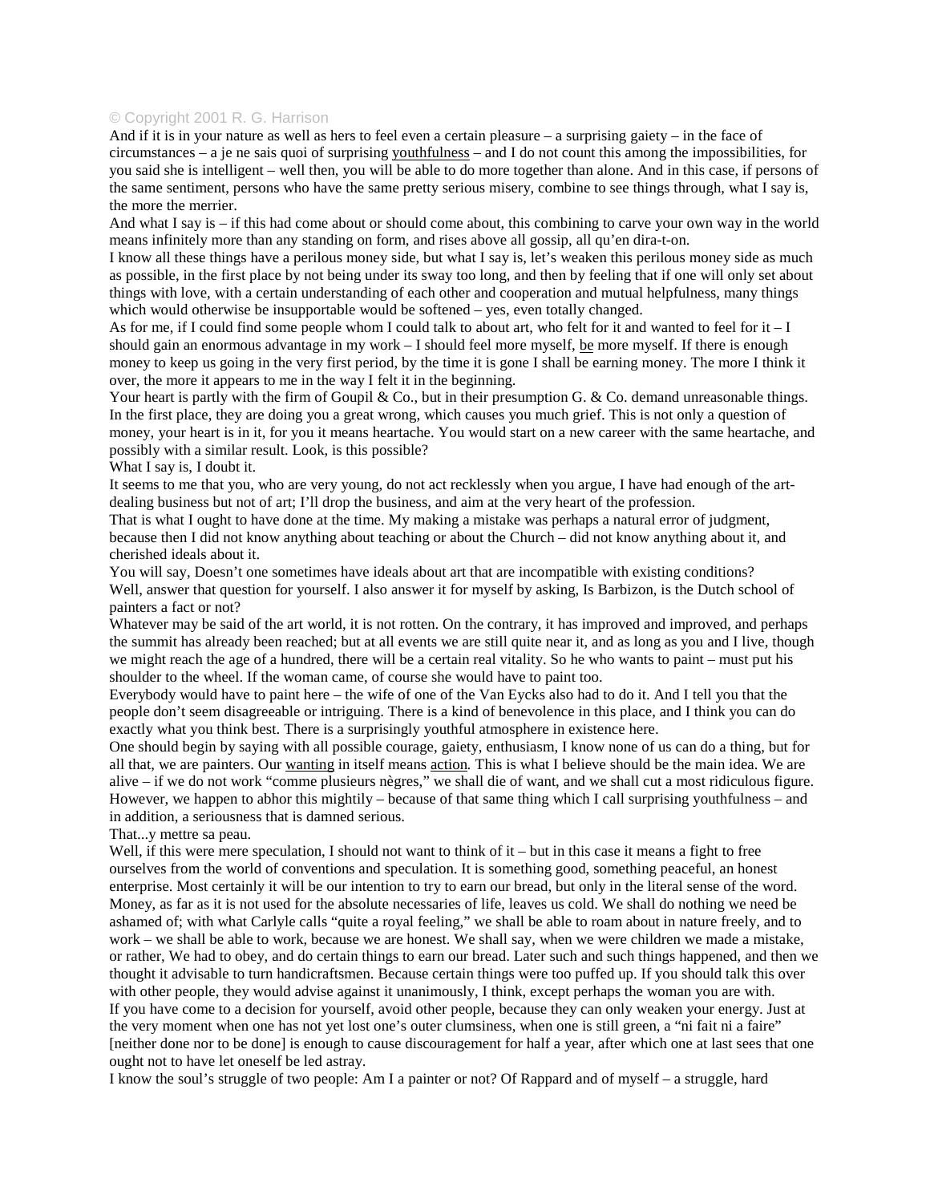© Copyright 2001 R. G. Harrison

And if it is in your nature as well as hers to feel even a certain pleasure – a surprising gaiety – in the face of circumstances – a je ne sais quoi of surprising youthfulness – and I do not count this among the impossibilities, for you said she is intelligent – well then, you will be able to do more together than alone. And in this case, if persons of the same sentiment, persons who have the same pretty serious misery, combine to see things through, what I say is, the more the merrier.

And what I say is – if this had come about or should come about, this combining to carve your own way in the world means infinitely more than any standing on form, and rises above all gossip, all qu'en dira-t-on.

I know all these things have a perilous money side, but what I say is, let's weaken this perilous money side as much as possible, in the first place by not being under its sway too long, and then by feeling that if one will only set about things with love, with a certain understanding of each other and cooperation and mutual helpfulness, many things which would otherwise be insupportable would be softened – yes, even totally changed.

As for me, if I could find some people whom I could talk to about art, who felt for it and wanted to feel for it – I should gain an enormous advantage in my work – I should feel more myself, be more myself. If there is enough money to keep us going in the very first period, by the time it is gone I shall be earning money. The more I think it over, the more it appears to me in the way I felt it in the beginning.

Your heart is partly with the firm of Goupil & Co., but in their presumption G. & Co. demand unreasonable things. In the first place, they are doing you a great wrong, which causes you much grief. This is not only a question of money, your heart is in it, for you it means heartache. You would start on a new career with the same heartache, and possibly with a similar result. Look, is this possible?

What I say is, I doubt it.

It seems to me that you, who are very young, do not act recklessly when you argue, I have had enough of the art-dealing business but not of art; I'll drop the business, and aim at the very heart of the profession.

That is what I ought to have done at the time. My making a mistake was perhaps a natural error of judgment, because then I did not know anything about teaching or about the Church – did not know anything about it, and cherished ideals about it.

You will say, Doesn't one sometimes have ideals about art that are incompatible with existing conditions?

Well, answer that question for yourself. I also answer it for myself by asking, Is Barbizon, is the Dutch school of painters a fact or not?

Whatever may be said of the art world, it is not rotten. On the contrary, it has improved and improved, and perhaps the summit has already been reached; but at all events we are still quite near it, and as long as you and I live, though we might reach the age of a hundred, there will be a certain real vitality. So he who wants to paint – must put his shoulder to the wheel. If the woman came, of course she would have to paint too.

Everybody would have to paint here – the wife of one of the Van Eycks also had to do it. And I tell you that the people don't seem disagreeable or intriguing. There is a kind of benevolence in this place, and I think you can do exactly what you think best. There is a surprisingly youthful atmosphere in existence here.

One should begin by saying with all possible courage, gaiety, enthusiasm, I know none of us can do a thing, but for all that, we are painters. Our wanting in itself means action. This is what I believe should be the main idea. We are alive – if we do not work "comme plusieurs nègres," we shall die of want, and we shall cut a most ridiculous figure. However, we happen to abhor this mightily – because of that same thing which I call surprising youthfulness – and in addition, a seriousness that is damned serious.

That...y mettre sa peau.

Well, if this were mere speculation, I should not want to think of it – but in this case it means a fight to free ourselves from the world of conventions and speculation. It is something good, something peaceful, an honest enterprise. Most certainly it will be our intention to try to earn our bread, but only in the literal sense of the word. Money, as far as it is not used for the absolute necessaries of life, leaves us cold. We shall do nothing we need be ashamed of; with what Carlyle calls "quite a royal feeling," we shall be able to roam about in nature freely, and to work – we shall be able to work, because we are honest. We shall say, when we were children we made a mistake, or rather, We had to obey, and do certain things to earn our bread. Later such and such things happened, and then we thought it advisable to turn handicraftsmen. Because certain things were too puffed up. If you should talk this over with other people, they would advise against it unanimously, I think, except perhaps the woman you are with.

If you have come to a decision for yourself, avoid other people, because they can only weaken your energy. Just at the very moment when one has not yet lost one's outer clumsiness, when one is still green, a "ni fait ni a faire" [neither done nor to be done] is enough to cause discouragement for half a year, after which one at last sees that one ought not to have let oneself be led astray.

I know the soul's struggle of two people: Am I a painter or not? Of Rappard and of myself – a struggle, hard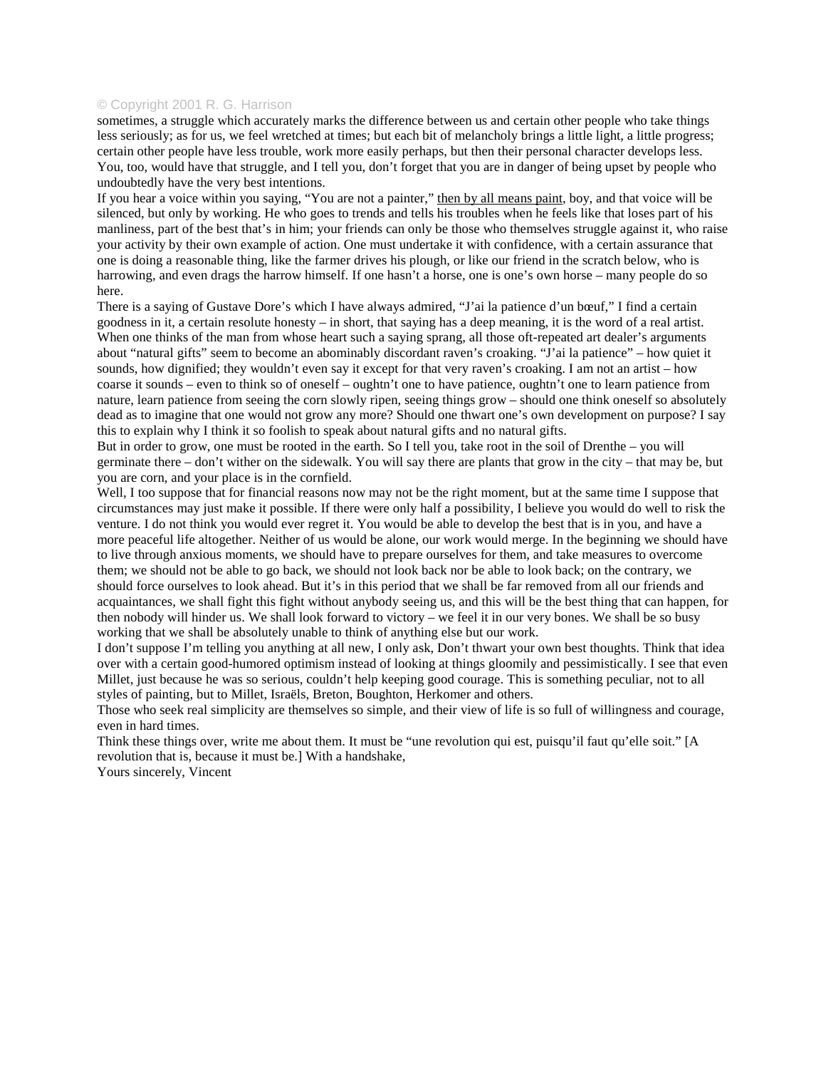sometimes, a struggle which accurately marks the difference between us and certain other people who take things less seriously; as for us, we feel wretched at times; but each bit of melancholy brings a little light, a little progress; certain other people have less trouble, work more easily perhaps, but then their personal character develops less. You, too, would have that struggle, and I tell you, don't forget that you are in danger of being upset by people who undoubtedly have the very best intentions.

If you hear a voice within you saying, "You are not a painter," then by all means paint, boy, and that voice will be silenced, but only by working. He who goes to trends and tells his troubles when he feels like that loses part of his manliness, part of the best that's in him; your friends can only be those who themselves struggle against it, who raise your activity by their own example of action. One must undertake it with confidence, with a certain assurance that one is doing a reasonable thing, like the farmer drives his plough, or like our friend in the scratch below, who is harrowing, and even drags the harrow himself. If one hasn't a horse, one is one's own horse – many people do so here.

There is a saying of Gustave Dore's which I have always admired, "J'ai la patience d'un bœuf," I find a certain goodness in it, a certain resolute honesty – in short, that saying has a deep meaning, it is the word of a real artist. When one thinks of the man from whose heart such a saying sprang, all those oft-repeated art dealer's arguments about "natural gifts" seem to become an abominably discordant raven's croaking. "J'ai la patience" – how quiet it sounds, how dignified; they wouldn't even say it except for that very raven's croaking. I am not an artist – how coarse it sounds – even to think so of oneself – oughtn't one to have patience, oughtn't one to learn patience from nature, learn patience from seeing the corn slowly ripen, seeing things grow – should one think oneself so absolutely dead as to imagine that one would not grow any more? Should one thwart one's own development on purpose? I say this to explain why I think it so foolish to speak about natural gifts and no natural gifts.

But in order to grow, one must be rooted in the earth. So I tell you, take root in the soil of Drenthe – you will germinate there – don't wither on the sidewalk. You will say there are plants that grow in the city – that may be, but you are corn, and your place is in the cornfield.

Well, I too suppose that for financial reasons now may not be the right moment, but at the same time I suppose that circumstances may just make it possible. If there were only half a possibility, I believe you would do well to risk the venture. I do not think you would ever regret it. You would be able to develop the best that is in you, and have a more peaceful life altogether. Neither of us would be alone, our work would merge. In the beginning we should have to live through anxious moments, we should have to prepare ourselves for them, and take measures to overcome them; we should not be able to go back, we should not look back nor be able to look back; on the contrary, we should force ourselves to look ahead. But it's in this period that we shall be far removed from all our friends and acquaintances, we shall fight this fight without anybody seeing us, and this will be the best thing that can happen, for then nobody will hinder us. We shall look forward to victory – we feel it in our very bones. We shall be so busy working that we shall be absolutely unable to think of anything else but our work.

I don't suppose I'm telling you anything at all new, I only ask, Don't thwart your own best thoughts. Think that idea over with a certain good-humored optimism instead of looking at things gloomily and pessimistically. I see that even Millet, just because he was so serious, couldn't help keeping good courage. This is something peculiar, not to all styles of painting, but to Millet, Israëls, Breton, Boughton, Herkomer and others.

Those who seek real simplicity are themselves so simple, and their view of life is so full of willingness and courage, even in hard times.

Think these things over, write me about them. It must be "une revolution qui est, puisqu'il faut qu'elle soit." [A revolution that is, because it must be.] With a handshake,

Yours sincerely, Vincent